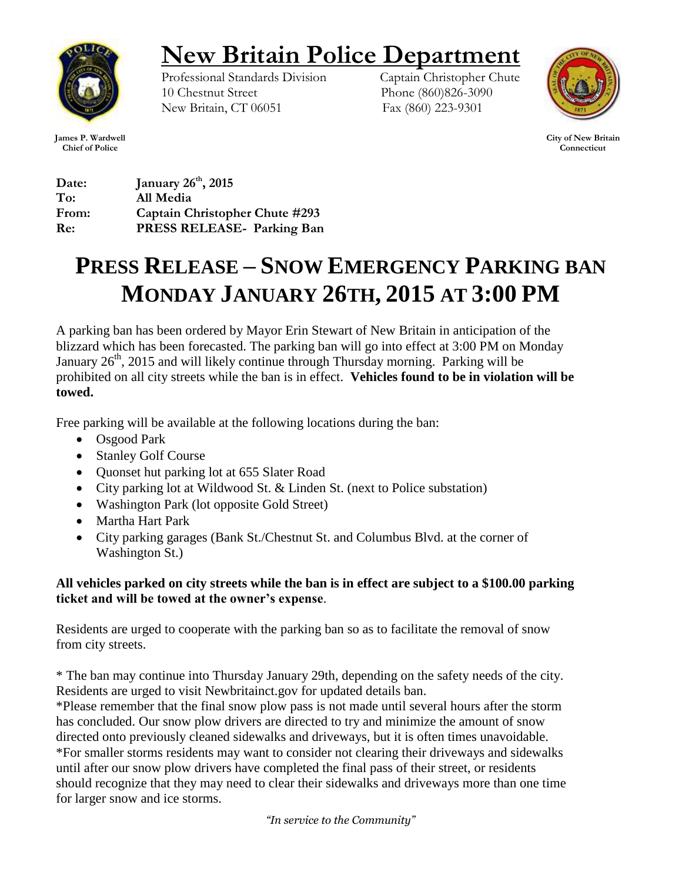# New Britain Police Department

Professional Standards Division
10 Chestnut Street
New Britain, CT 06051

Captain Christopher Chute
Phone (860)826-3090
Fax (860) 223-9301

**James P. Wardwell**
**Chief of Police**

**City of New Britain**
**Connecticut**

**Date:** **January 26th, 2015**
**To:** **All Media**
**From:** **Captain Christopher Chute #293**
**Re:** **PRESS RELEASE- Parking Ban**

# PRESS RELEASE – SNOW EMERGENCY PARKING BAN MONDAY JANUARY 26TH, 2015 AT 3:00 PM

A parking ban has been ordered by Mayor Erin Stewart of New Britain in anticipation of the blizzard which has been forecasted. The parking ban will go into effect at 3:00 PM on Monday January 26th, 2015 and will likely continue through Thursday morning. Parking will be prohibited on all city streets while the ban is in effect. **Vehicles found to be in violation will be towed.**

Free parking will be available at the following locations during the ban:

- Osgood Park
- Stanley Golf Course
- Quonset hut parking lot at 655 Slater Road
- City parking lot at Wildwood St. & Linden St. (next to Police substation)
- Washington Park (lot opposite Gold Street)
- Martha Hart Park
- City parking garages (Bank St./Chestnut St. and Columbus Blvd. at the corner of Washington St.)

**All vehicles parked on city streets while the ban is in effect are subject to a $100.00 parking ticket and will be towed at the owner's expense**.

Residents are urged to cooperate with the parking ban so as to facilitate the removal of snow from city streets.

* The ban may continue into Thursday January 29th, depending on the safety needs of the city. Residents are urged to visit Newbritainct.gov for updated details ban.
*Please remember that the final snow plow pass is not made until several hours after the storm has concluded. Our snow plow drivers are directed to try and minimize the amount of snow directed onto previously cleaned sidewalks and driveways, but it is often times unavoidable.
*For smaller storms residents may want to consider not clearing their driveways and sidewalks until after our snow plow drivers have completed the final pass of their street, or residents should recognize that they may need to clear their sidewalks and driveways more than one time for larger snow and ice storms.

*"In service to the Community"*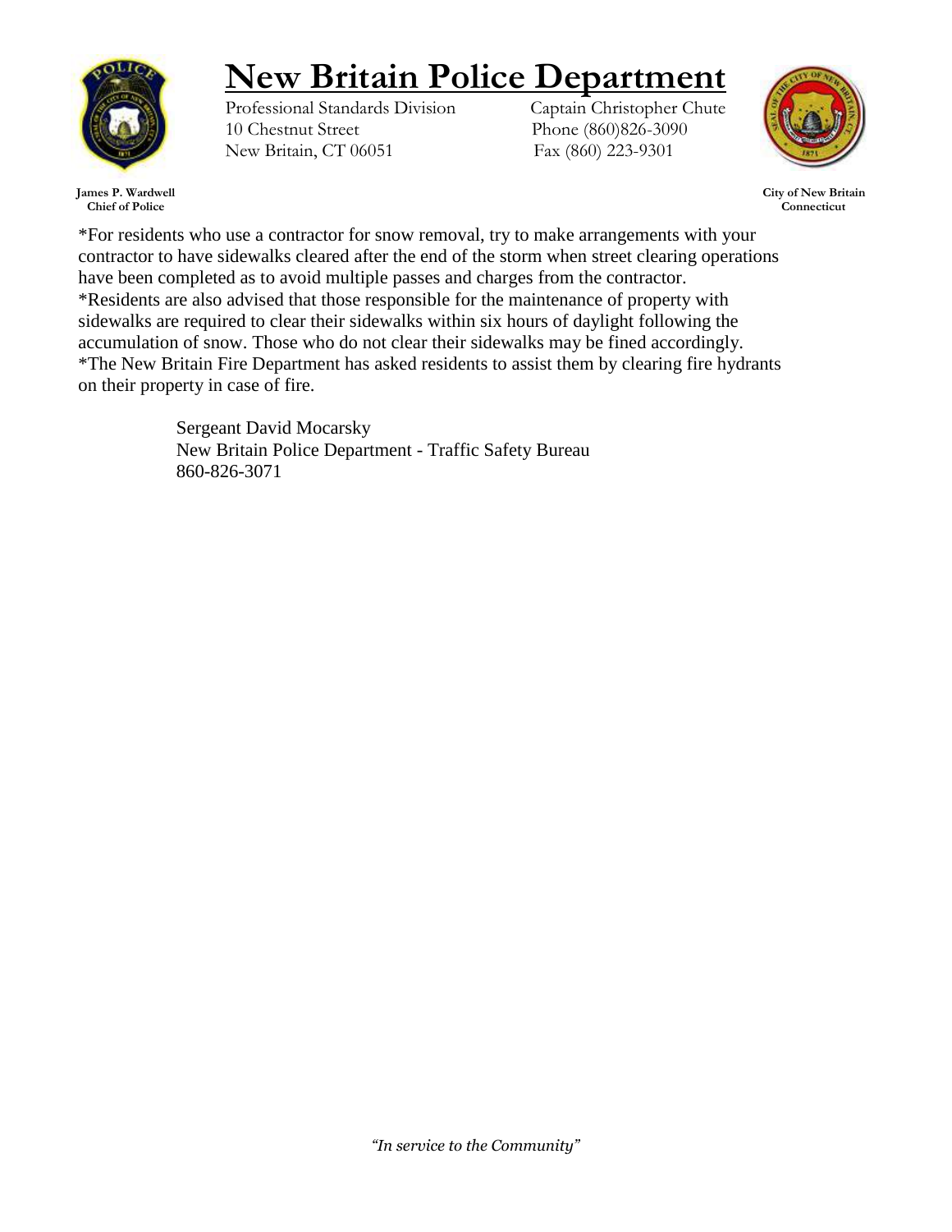# New Britain Police Department

Professional Standards Division
10 Chestnut Street
New Britain, CT 06051

Captain Christopher Chute
Phone (860)826-3090
Fax (860) 223-9301

**James P. Wardwell**
**Chief of Police**

**City of New Britain**
**Connecticut**

*For residents who use a contractor for snow removal, try to make arrangements with your contractor to have sidewalks cleared after the end of the storm when street clearing operations have been completed as to avoid multiple passes and charges from the contractor.
*Residents are also advised that those responsible for the maintenance of property with sidewalks are required to clear their sidewalks within six hours of daylight following the accumulation of snow. Those who do not clear their sidewalks may be fined accordingly.
*The New Britain Fire Department has asked residents to assist them by clearing fire hydrants on their property in case of fire.

Sergeant David Mocarsky
New Britain Police Department - Traffic Safety Bureau
860-826-3071

*"In service to the Community"*